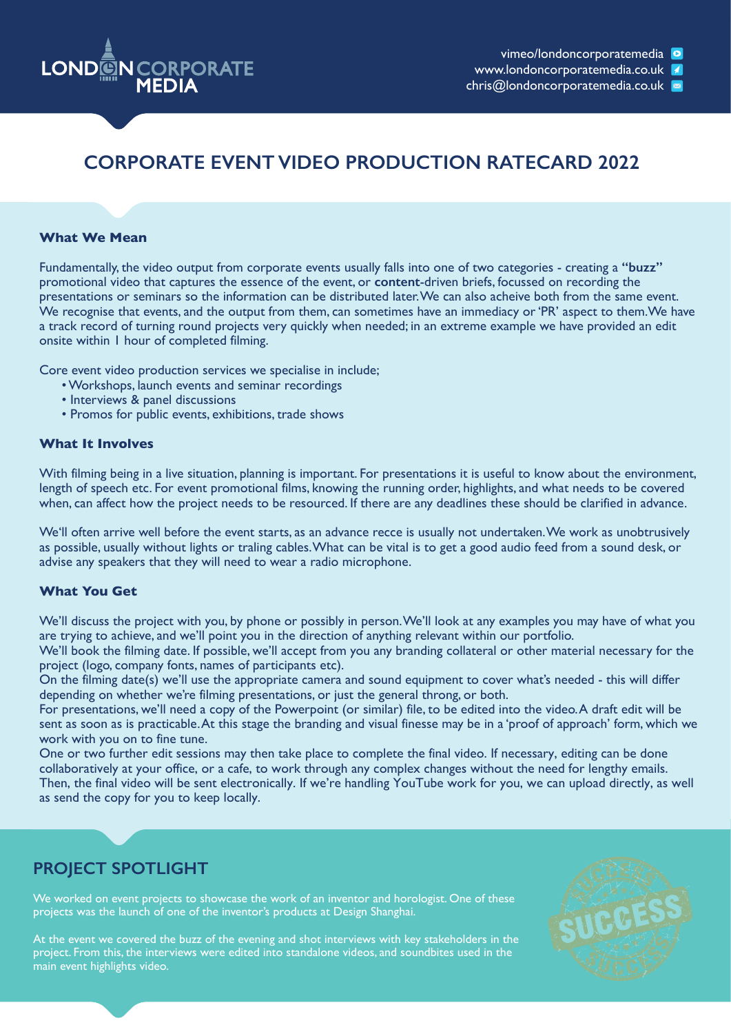LONDON CORPORATE MEDIA

vimeo/londoncorporatemedia
www.londoncorporatemedia.co.uk
chris@londoncorporatemedia.co.uk

# CORPORATE EVENT VIDEO PRODUCTION RATECARD 2022

### What We Mean

Fundamentally, the video output from corporate events usually falls into one of two categories - creating a **"buzz"** promotional video that captures the essence of the event, or **content**-driven briefs, focussed on recording the presentations or seminars so the information can be distributed later. We can also acheive both from the same event. We recognise that events, and the output from them, can sometimes have an immediacy or 'PR' aspect to them. We have a track record of turning round projects very quickly when needed; in an extreme example we have provided an edit onsite within 1 hour of completed filming.

Core event video production services we specialise in include;

- Workshops, launch events and seminar recordings
- Interviews & panel discussions
- Promos for public events, exhibitions, trade shows

### What It Involves

With filming being in a live situation, planning is important. For presentations it is useful to know about the environment, length of speech etc. For event promotional films, knowing the running order, highlights, and what needs to be covered when, can affect how the project needs to be resourced. If there are any deadlines these should be clarified in advance.

We'll often arrive well before the event starts, as an advance recce is usually not undertaken. We work as unobtrusively as possible, usually without lights or traling cables. What can be vital is to get a good audio feed from a sound desk, or advise any speakers that they will need to wear a radio microphone.

### What You Get

We'll discuss the project with you, by phone or possibly in person. We'll look at any examples you may have of what you are trying to achieve, and we'll point you in the direction of anything relevant within our portfolio.
We'll book the filming date. If possible, we'll accept from you any branding collateral or other material necessary for the project (logo, company fonts, names of participants etc).
On the filming date(s) we'll use the appropriate camera and sound equipment to cover what's needed - this will differ depending on whether we're filming presentations, or just the general throng, or both.
For presentations, we'll need a copy of the Powerpoint (or similar) file, to be edited into the video. A draft edit will be sent as soon as is practicable. At this stage the branding and visual finesse may be in a 'proof of approach' form, which we work with you on to fine tune.
One or two further edit sessions may then take place to complete the final video. If necessary, editing can be done collaboratively at your office, or a cafe, to work through any complex changes without the need for lengthy emails.
Then, the final video will be sent electronically. If we're handling YouTube work for you, we can upload directly, as well as send the copy for you to keep locally.

## PROJECT SPOTLIGHT

We worked on event projects to showcase the work of an inventor and horologist. One of these projects was the launch of one of the inventor's products at Design Shanghai.

At the event we covered the buzz of the evening and shot interviews with key stakeholders in the project. From this, the interviews were edited into standalone videos, and soundbites used in the main event highlights video.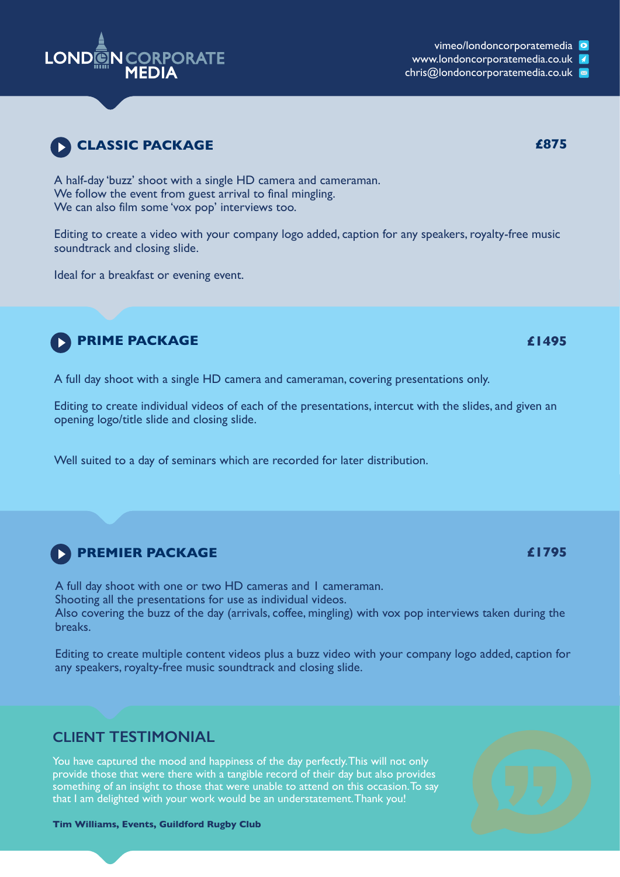LONDON CORPORATE MEDIA

vimeo/londoncorporatemedia
www.londoncorporatemedia.co.uk
chris@londoncorporatemedia.co.uk

## CLASSIC PACKAGE — £875

A half-day 'buzz' shoot with a single HD camera and cameraman.
We follow the event from guest arrival to final mingling.
We can also film some 'vox pop' interviews too.

Editing to create a video with your company logo added, caption for any speakers, royalty-free music soundtrack and closing slide.

Ideal for a breakfast or evening event.

## PRIME PACKAGE — £1495

A full day shoot with a single HD camera and cameraman, covering presentations only.

Editing to create individual videos of each of the presentations, intercut with the slides, and given an opening logo/title slide and closing slide.

Well suited to a day of seminars which are recorded for later distribution.

## PREMIER PACKAGE — £1795

A full day shoot with one or two HD cameras and 1 cameraman.
Shooting all the presentations for use as individual videos.
Also covering the buzz of the day (arrivals, coffee, mingling) with vox pop interviews taken during the breaks.

Editing to create multiple content videos plus a buzz video with your company logo added, caption for any speakers, royalty-free music soundtrack and closing slide.

## CLIENT TESTIMONIAL

You have captured the mood and happiness of the day perfectly. This will not only provide those that were there with a tangible record of their day but also provides something of an insight to those that were unable to attend on this occasion. To say that I am delighted with your work would be an understatement. Thank you!

**Tim Williams, Events, Guildford Rugby Club**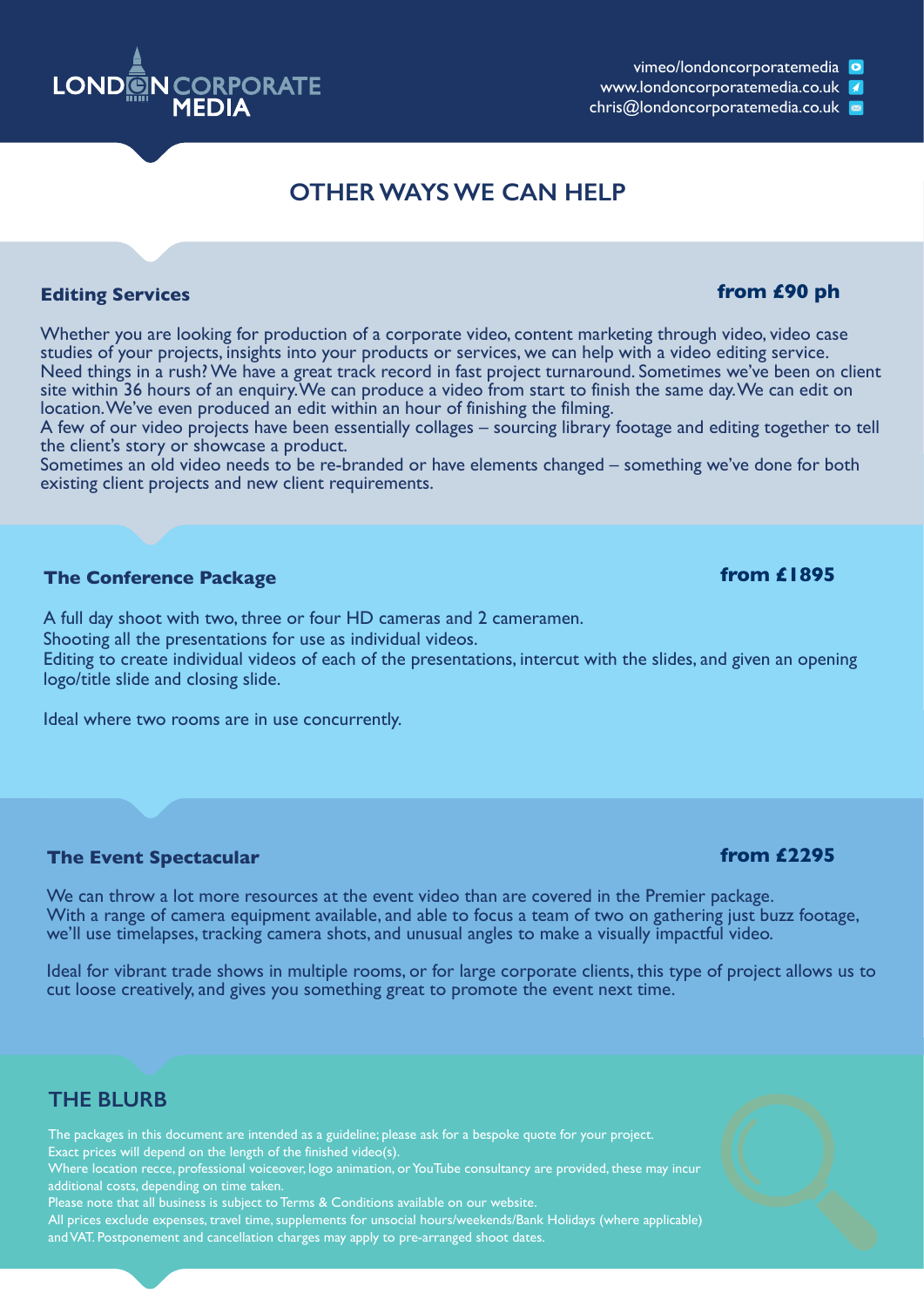LONDON CORPORATE MEDIA

vimeo/londoncorporatemedia
www.londoncorporatemedia.co.uk
chris@londoncorporatemedia.co.uk

# OTHER WAYS WE CAN HELP

## Editing Services

**from £90 ph**

Whether you are looking for production of a corporate video, content marketing through video, video case studies of your projects, insights into your products or services, we can help with a video editing service.
Need things in a rush? We have a great track record in fast project turnaround. Sometimes we've been on client site within 36 hours of an enquiry. We can produce a video from start to finish the same day. We can edit on location. We've even produced an edit within an hour of finishing the filming.
A few of our video projects have been essentially collages – sourcing library footage and editing together to tell the client's story or showcase a product.
Sometimes an old video needs to be re-branded or have elements changed – something we've done for both existing client projects and new client requirements.

## The Conference Package

**from £1895**

A full day shoot with two, three or four HD cameras and 2 cameramen.
Shooting all the presentations for use as individual videos.
Editing to create individual videos of each of the presentations, intercut with the slides, and given an opening logo/title slide and closing slide.

Ideal where two rooms are in use concurrently.

## The Event Spectacular

**from £2295**

We can throw a lot more resources at the event video than are covered in the Premier package.
With a range of camera equipment available, and able to focus a team of two on gathering just buzz footage, we'll use timelapses, tracking camera shots, and unusual angles to make a visually impactful video.

Ideal for vibrant trade shows in multiple rooms, or for large corporate clients, this type of project allows us to cut loose creatively, and gives you something great to promote the event next time.

## THE BLURB

The packages in this document are intended as a guideline; please ask for a bespoke quote for your project.
Exact prices will depend on the length of the finished video(s).
Where location recce, professional voiceover, logo animation, or YouTube consultancy are provided, these may incur additional costs, depending on time taken.
Please note that all business is subject to Terms & Conditions available on our website.
All prices exclude expenses, travel time, supplements for unsocial hours/weekends/Bank Holidays (where applicable) and VAT. Postponement and cancellation charges may apply to pre-arranged shoot dates.